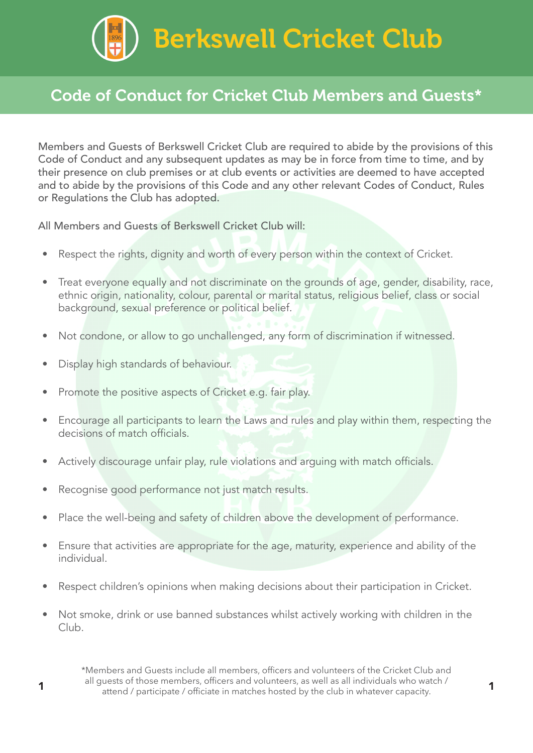# Berkswell Cricket Club

## Code of Conduct for Cricket Club Members and Guests*

Members and Guests of Berkswell Cricket Club are required to abide by the provisions of this Code of Conduct and any subsequent updates as may be in force from time to time, and by their presence on club premises or at club events or activities are deemed to have accepted and to abide by the provisions of this Code and any other relevant Codes of Conduct, Rules or Regulations the Club has adopted.

All Members and Guests of Berkswell Cricket Club will:

- Respect the rights, dignity and worth of every person within the context of Cricket.
- Treat everyone equally and not discriminate on the grounds of age, gender, disability, race, ethnic origin, nationality, colour, parental or marital status, religious belief, class or social background, sexual preference or political belief.
- Not condone, or allow to go unchallenged, any form of discrimination if witnessed.
- Display high standards of behaviour.
- Promote the positive aspects of Cricket e.g. fair play.
- Encourage all participants to learn the Laws and rules and play within them, respecting the decisions of match officials.
- Actively discourage unfair play, rule violations and arguing with match officials.
- Recognise good performance not just match results.
- Place the well-being and safety of children above the development of performance.
- Ensure that activities are appropriate for the age, maturity, experience and ability of the individual.
- Respect children's opinions when making decisions about their participation in Cricket.
- Not smoke, drink or use banned substances whilst actively working with children in the Club.

*Members and Guests include all members, officers and volunteers of the Cricket Club and all guests of those members, officers and volunteers, as well as all individuals who watch / attend / participate / officiate in matches hosted by the club in whatever capacity.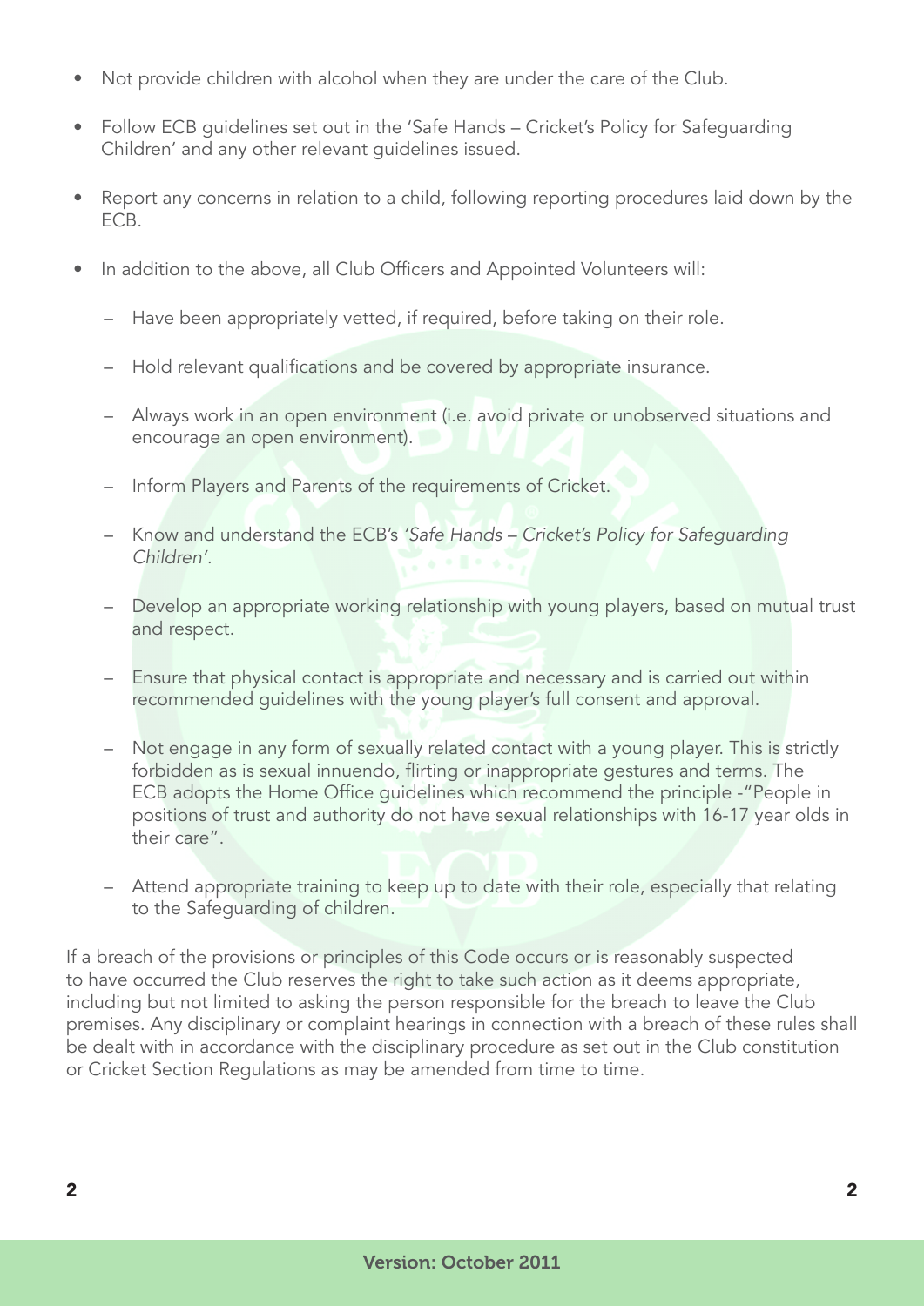- Not provide children with alcohol when they are under the care of the Club.
- Follow ECB guidelines set out in the 'Safe Hands – Cricket's Policy for Safeguarding Children' and any other relevant guidelines issued.
- Report any concerns in relation to a child, following reporting procedures laid down by the ECB.
- In addition to the above, all Club Officers and Appointed Volunteers will:
  - Have been appropriately vetted, if required, before taking on their role.
  - Hold relevant qualifications and be covered by appropriate insurance.
  - Always work in an open environment (i.e. avoid private or unobserved situations and encourage an open environment).
  - Inform Players and Parents of the requirements of Cricket.
  - Know and understand the ECB's *'Safe Hands – Cricket's Policy for Safeguarding Children'*.
  - Develop an appropriate working relationship with young players, based on mutual trust and respect.
  - Ensure that physical contact is appropriate and necessary and is carried out within recommended guidelines with the young player's full consent and approval.
  - Not engage in any form of sexually related contact with a young player. This is strictly forbidden as is sexual innuendo, flirting or inappropriate gestures and terms. The ECB adopts the Home Office guidelines which recommend the principle -"People in positions of trust and authority do not have sexual relationships with 16-17 year olds in their care".
  - Attend appropriate training to keep up to date with their role, especially that relating to the Safeguarding of children.

If a breach of the provisions or principles of this Code occurs or is reasonably suspected to have occurred the Club reserves the right to take such action as it deems appropriate, including but not limited to asking the person responsible for the breach to leave the Club premises. Any disciplinary or complaint hearings in connection with a breach of these rules shall be dealt with in accordance with the disciplinary procedure as set out in the Club constitution or Cricket Section Regulations as may be amended from time to time.

Version: October 2011